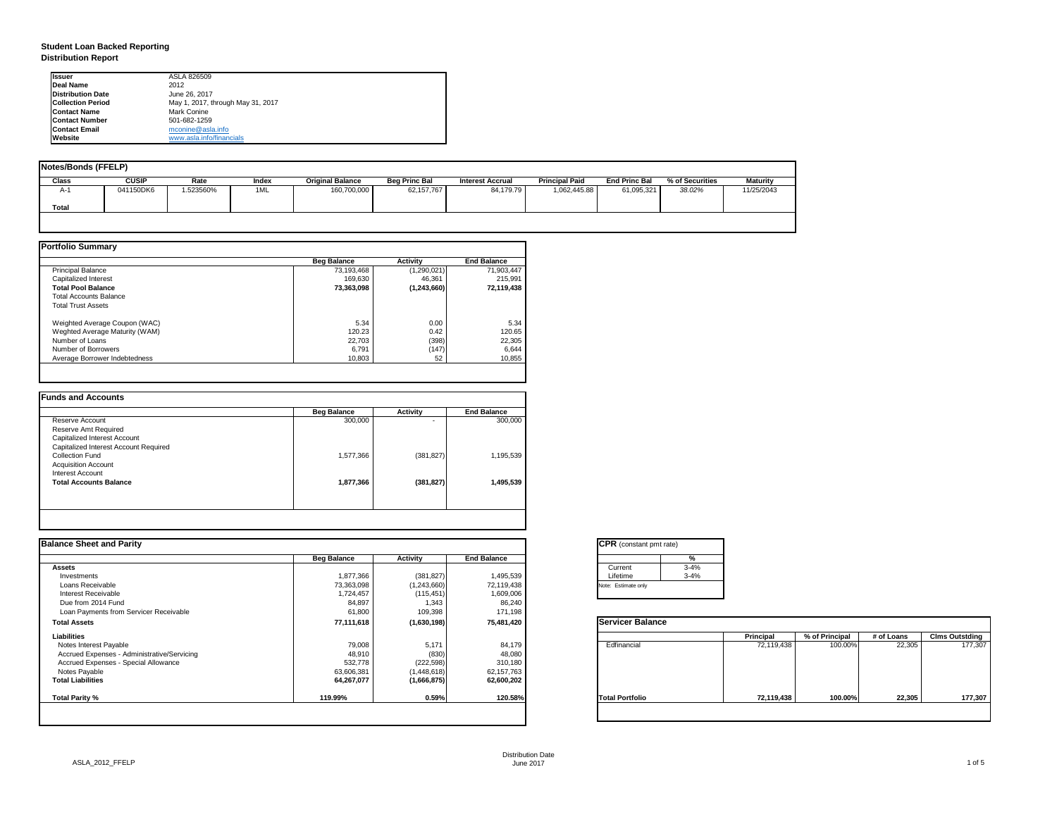# Student Loan Backed Reporting

## Distribution Report

| | |
|---|---|
| **Issuer** | ASLA 826509 |
| **Deal Name** | 2012 |
| **Distribution Date** | June 26, 2017 |
| **Collection Period** | May 1, 2017, through May 31, 2017 |
| **Contact Name** | Mark Conine |
| **Contact Number** | 501-682-1259 |
| **Contact Email** | mconine@asla.info |
| **Website** | www.asla.info/financials |

### Notes/Bonds (FFELP)

| Class | CUSIP | Rate | Index | Original Balance | Beg Princ Bal | Interest Accrual | Principal Paid | End Princ Bal | % of Securities | Maturity |
|---|---|---|---|---|---|---|---|---|---|---|
| A-1 | 041150DK6 | 1.523560% | 1ML | 160,700,000 | 62,157,767 | 84,179.79 | 1,062,445.88 | 61,095,321 | *38.02%* | 11/25/2043 |
| **Total** | | | | | | | | | | |

### Portfolio Summary

| | Beg Balance | Activity | End Balance |
|---|---|---|---|
| Principal Balance | 73,193,468 | (1,290,021) | 71,903,447 |
| Capitalized Interest | 169,630 | 46,361 | 215,991 |
| **Total Pool Balance** | **73,363,098** | **(1,243,660)** | **72,119,438** |
| Total Accounts Balance | | | |
| Total Trust Assets | | | |
| | | | |
| Weghted Average Coupon (WAC) | 5.34 | 0.00 | 5.34 |
| Weghted Average Maturity (WAM) | 120.23 | 0.42 | 120.65 |
| Number of Loans | 22,703 | (398) | 22,305 |
| Number of Borrowers | 6,791 | (147) | 6,644 |
| Average Borrower Indebtedness | 10,803 | 52 | 10,855 |

### Funds and Accounts

| | Beg Balance | Activity | End Balance |
|---|---|---|---|
| Reserve Account | 300,000 | - | 300,000 |
| Reserve Amt Required | | | |
| Capitalized Interest Account | | | |
| Capitalized Interest Account Required | | | |
| Collection Fund | 1,577,366 | (381,827) | 1,195,539 |
| Acquisition Account | | | |
| Interest Account | | | |
| **Total Accounts Balance** | **1,877,366** | **(381,827)** | **1,495,539** |

### Balance Sheet and Parity

| | Beg Balance | Activity | End Balance |
|---|---|---|---|
| **Assets** | | | |
| Investments | 1,877,366 | (381,827) | 1,495,539 |
| Loans Receivable | 73,363,098 | (1,243,660) | 72,119,438 |
| Interest Receivable | 1,724,457 | (115,451) | 1,609,006 |
| Due from 2014 Fund | 84,897 | 1,343 | 86,240 |
| Loan Payments from Servicer Receivable | 61,800 | 109,398 | 171,198 |
| **Total Assets** | **77,111,618** | **(1,630,198)** | **75,481,420** |
| **Liabilities** | | | |
| Notes Interest Payable | 79,008 | 5,171 | 84,179 |
| Accrued Expenses - Administrative/Servicing | 48,910 | (830) | 48,080 |
| Accrued Expenses - Special Allowance | 532,778 | (222,598) | 310,180 |
| Notes Payable | 63,606,381 | (1,448,618) | 62,157,763 |
| **Total Liabilities** | **64,267,077** | **(1,666,875)** | **62,600,202** |
| | | | |
| **Total Parity %** | **119.99%** | **0.59%** | **120.58%** |

### CPR (constant pmt rate)

| | % |
|---|---|
| Current | 3-4% |
| Lifetime | 3-4% |

Note: Estimate only

### Servicer Balance

| | Principal | % of Principal | # of Loans | Clms Outstding |
|---|---|---|---|---|
| Edfinancial | 72,119,438 | 100.00% | 22,305 | 177,307 |
| **Total Portfolio** | **72,119,438** | **100.00%** | **22,305** | **177,307** |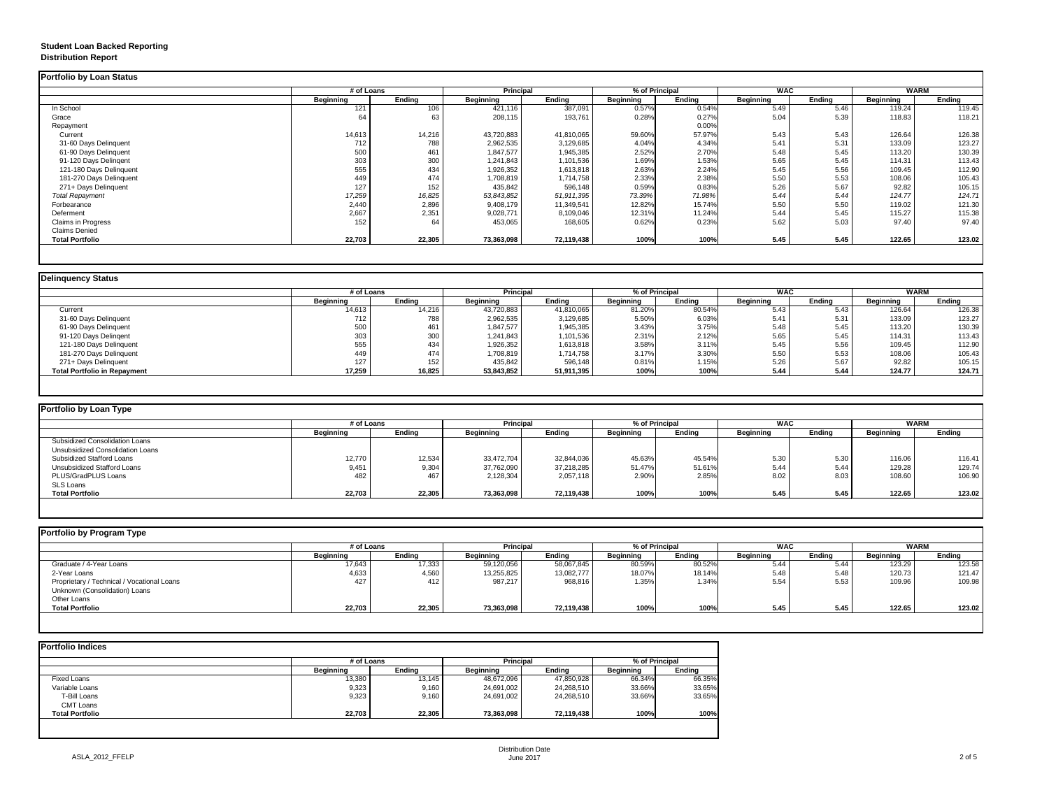**Student Loan Backed Reporting**
**Distribution Report**

**Portfolio by Loan Status**

| | # of Loans | | Principal | | % of Principal | | WAC | | WARM | |
|---|---|---|---|---|---|---|---|---|---|---|
| | Beginning | Ending | Beginning | Ending | Beginning | Ending | Beginning | Ending | Beginning | Ending |
| In School | 121 | 106 | 421,116 | 387,091 | 0.57% | 0.54% | 5.49 | 5.46 | 119.24 | 119.45 |
| Grace | 64 | 63 | 208,115 | 193,761 | 0.28% | 0.27% | 5.04 | 5.39 | 118.83 | 118.21 |
| Repayment | | | | | | 0.00% | | | | |
| Current | 14,613 | 14,216 | 43,720,883 | 41,810,065 | 59.60% | 57.97% | 5.43 | 5.43 | 126.64 | 126.38 |
| 31-60 Days Delinquent | 712 | 788 | 2,962,535 | 3,129,685 | 4.04% | 4.34% | 5.41 | 5.31 | 133.09 | 123.27 |
| 61-90 Days Delinquent | 500 | 461 | 1,847,577 | 1,945,385 | 2.52% | 2.70% | 5.48 | 5.45 | 113.20 | 130.39 |
| 91-120 Days Delingent | 303 | 300 | 1,241,843 | 1,101,536 | 1.69% | 1.53% | 5.65 | 5.45 | 114.31 | 113.43 |
| 121-180 Days Delinquent | 555 | 434 | 1,926,352 | 1,613,818 | 2.63% | 2.24% | 5.45 | 5.56 | 109.45 | 112.90 |
| 181-270 Days Delinquent | 449 | 474 | 1,708,819 | 1,714,758 | 2.33% | 2.38% | 5.50 | 5.53 | 108.06 | 105.43 |
| 271+ Days Delinquent | 127 | 152 | 435,842 | 596,148 | 0.59% | 0.83% | 5.26 | 5.67 | 92.82 | 105.15 |
| *Total Repayment* | *17,259* | *16,825* | *53,843,852* | *51,911,395* | *73.39%* | *71.98%* | *5.44* | *5.44* | *124.77* | *124.71* |
| Forbearance | 2,440 | 2,896 | 9,408,179 | 11,349,541 | 12.82% | 15.74% | 5.50 | 5.50 | 119.02 | 121.30 |
| Deferment | 2,667 | 2,351 | 9,028,771 | 8,109,046 | 12.31% | 11.24% | 5.44 | 5.45 | 115.27 | 115.38 |
| Claims in Progress | 152 | 64 | 453,065 | 168,605 | 0.62% | 0.23% | 5.62 | 5.03 | 97.40 | 97.40 |
| Claims Denied | | | | | | | | | | |
| **Total Portfolio** | **22,703** | **22,305** | **73,363,098** | **72,119,438** | **100%** | **100%** | **5.45** | **5.45** | **122.65** | **123.02** |

**Delinquency Status**

| | # of Loans | | Principal | | % of Principal | | WAC | | WARM | |
|---|---|---|---|---|---|---|---|---|---|---|
| | Beginning | Ending | Beginning | Ending | Beginning | Ending | Beginning | Ending | Beginning | Ending |
| Current | 14,613 | 14,216 | 43,720,883 | 41,810,065 | 81.20% | 80.54% | 5.43 | 5.43 | 126.64 | 126.38 |
| 31-60 Days Delinquent | 712 | 788 | 2,962,535 | 3,129,685 | 5.50% | 6.03% | 5.41 | 5.31 | 133.09 | 123.27 |
| 61-90 Days Delinquent | 500 | 461 | 1,847,577 | 1,945,385 | 3.43% | 3.75% | 5.48 | 5.45 | 113.20 | 130.39 |
| 91-120 Days Delingent | 303 | 300 | 1,241,843 | 1,101,536 | 2.31% | 2.12% | 5.65 | 5.45 | 114.31 | 113.43 |
| 121-180 Days Delinquent | 555 | 434 | 1,926,352 | 1,613,818 | 3.58% | 3.11% | 5.45 | 5.56 | 109.45 | 112.90 |
| 181-270 Days Delinquent | 449 | 474 | 1,708,819 | 1,714,758 | 3.17% | 3.30% | 5.50 | 5.53 | 108.06 | 105.43 |
| 271+ Days Delinquent | 127 | 152 | 435,842 | 596,148 | 0.81% | 1.15% | 5.26 | 5.67 | 92.82 | 105.15 |
| **Total Portfolio in Repayment** | **17,259** | **16,825** | **53,843,852** | **51,911,395** | **100%** | **100%** | **5.44** | **5.44** | **124.77** | **124.71** |

**Portfolio by Loan Type**

| | # of Loans | | Principal | | % of Principal | | WAC | | WARM | |
|---|---|---|---|---|---|---|---|---|---|---|
| | Beginning | Ending | Beginning | Ending | Beginning | Ending | Beginning | Ending | Beginning | Ending |
| Subsidized Consolidation Loans | | | | | | | | | | |
| Unsubsidized Consolidation Loans | | | | | | | | | | |
| Subsidized Stafford Loans | 12,770 | 12,534 | 33,472,704 | 32,844,036 | 45.63% | 45.54% | 5.30 | 5.30 | 116.06 | 116.41 |
| Unsubsidized Stafford Loans | 9,451 | 9,304 | 37,762,090 | 37,218,285 | 51.47% | 51.61% | 5.44 | 5.44 | 129.28 | 129.74 |
| PLUS/GradPLUS Loans | 482 | 467 | 2,128,304 | 2,057,118 | 2.90% | 2.85% | 8.02 | 8.03 | 108.60 | 106.90 |
| SLS Loans | | | | | | | | | | |
| **Total Portfolio** | **22,703** | **22,305** | **73,363,098** | **72,119,438** | **100%** | **100%** | **5.45** | **5.45** | **122.65** | **123.02** |

**Portfolio by Program Type**

| | # of Loans | | Principal | | % of Principal | | WAC | | WARM | |
|---|---|---|---|---|---|---|---|---|---|---|
| | Beginning | Ending | Beginning | Ending | Beginning | Ending | Beginning | Ending | Beginning | Ending |
| Graduate / 4-Year Loans | 17,643 | 17,333 | 59,120,056 | 58,067,845 | 80.59% | 80.52% | 5.44 | 5.44 | 123.29 | 123.58 |
| 2-Year Loans | 4,633 | 4,560 | 13,255,825 | 13,082,777 | 18.07% | 18.14% | 5.48 | 5.48 | 120.73 | 121.47 |
| Proprietary / Technical / Vocational Loans | 427 | 412 | 987,217 | 968,816 | 1.35% | 1.34% | 5.54 | 5.53 | 109.96 | 109.98 |
| Unknown (Consolidation) Loans | | | | | | | | | | |
| Other Loans | | | | | | | | | | |
| **Total Portfolio** | **22,703** | **22,305** | **73,363,098** | **72,119,438** | **100%** | **100%** | **5.45** | **5.45** | **122.65** | **123.02** |

**Portfolio Indices**

| | # of Loans | | Principal | | % of Principal | |
|---|---|---|---|---|---|---|
| | Beginning | Ending | Beginning | Ending | Beginning | Ending |
| Fixed Loans | 13,380 | 13,145 | 48,672,096 | 47,850,928 | 66.34% | 66.35% |
| Variable Loans | 9,323 | 9,160 | 24,691,002 | 24,268,510 | 33.66% | 33.65% |
| T-Bill Loans | 9,323 | 9,160 | 24,691,002 | 24,268,510 | 33.66% | 33.65% |
| CMT Loans | | | | | | |
| **Total Portfolio** | **22,703** | **22,305** | **73,363,098** | **72,119,438** | **100%** | **100%** |

ASLA_2012_FFELP

Distribution Date
June 2017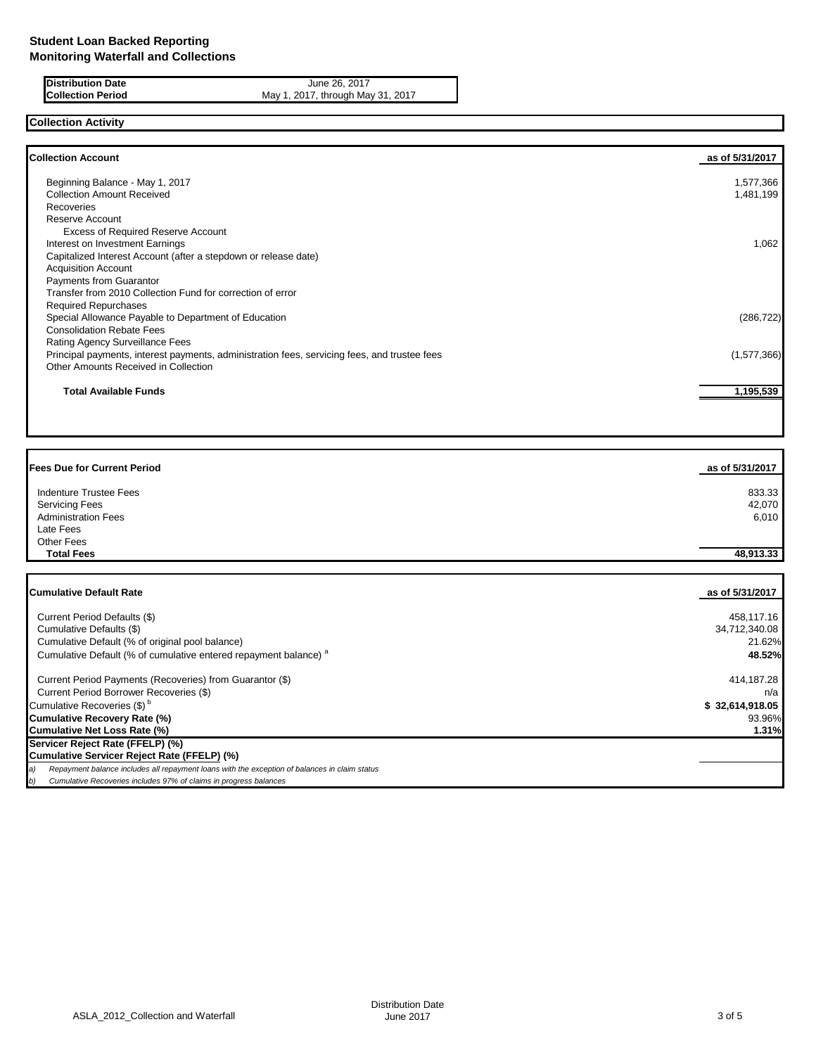**Student Loan Backed Reporting**
**Monitoring Waterfall and Collections**

| | |
|---|---|
| **Distribution Date** | June 26, 2017 |
| **Collection Period** | May 1, 2017, through May 31, 2017 |

## Collection Activity

| **Collection Account** | **as of 5/31/2017** |
|---|---|
| Beginning Balance - May 1, 2017 | 1,577,366 |
| Collection Amount Received | 1,481,199 |
| Recoveries | |
| Reserve Account | |
| Excess of Required Reserve Account | |
| Interest on Investment Earnings | 1,062 |
| Capitalized Interest Account (after a stepdown or release date) | |
| Acquisition Account | |
| Payments from Guarantor | |
| Transfer from 2010 Collection Fund for correction of error | |
| Required Repurchases | |
| Special Allowance Payable to Department of Education | (286,722) |
| Consolidation Rebate Fees | |
| Rating Agency Surveillance Fees | |
| Principal payments, interest payments, administration fees, servicing fees, and trustee fees | (1,577,366) |
| Other Amounts Received in Collection | |
| **Total Available Funds** | **1,195,539** |

| **Fees Due for Current Period** | **as of 5/31/2017** |
|---|---|
| Indenture Trustee Fees | 833.33 |
| Servicing Fees | 42,070 |
| Administration Fees | 6,010 |
| Late Fees | |
| Other Fees | |
| **Total Fees** | **48,913.33** |

| **Cumulative Default Rate** | **as of 5/31/2017** |
|---|---|
| Current Period Defaults ($) | 458,117.16 |
| Cumulative Defaults ($) | 34,712,340.08 |
| Cumulative Default (% of original pool balance) | 21.62% |
| Cumulative Default (% of cumulative entered repayment balance) [a] | **48.52%** |
| Current Period Payments (Recoveries) from Guarantor ($) | 414,187.28 |
| Current Period Borrower Recoveries ($) | n/a |
| Cumulative Recoveries ($) [b] | **$ 32,614,918.05** |
| **Cumulative Recovery Rate (%)** | 93.96% |
| **Cumulative Net Loss Rate (%)** | **1.31%** |
| **Servicer Reject Rate (FFELP) (%)** | |
| **Cumulative Servicer Reject Rate (FFELP) (%)** | |

*a) Repayment balance includes all repayment loans with the exception of balances in claim status*
*b) Cumulative Recoveries includes 97% of claims in progress balances*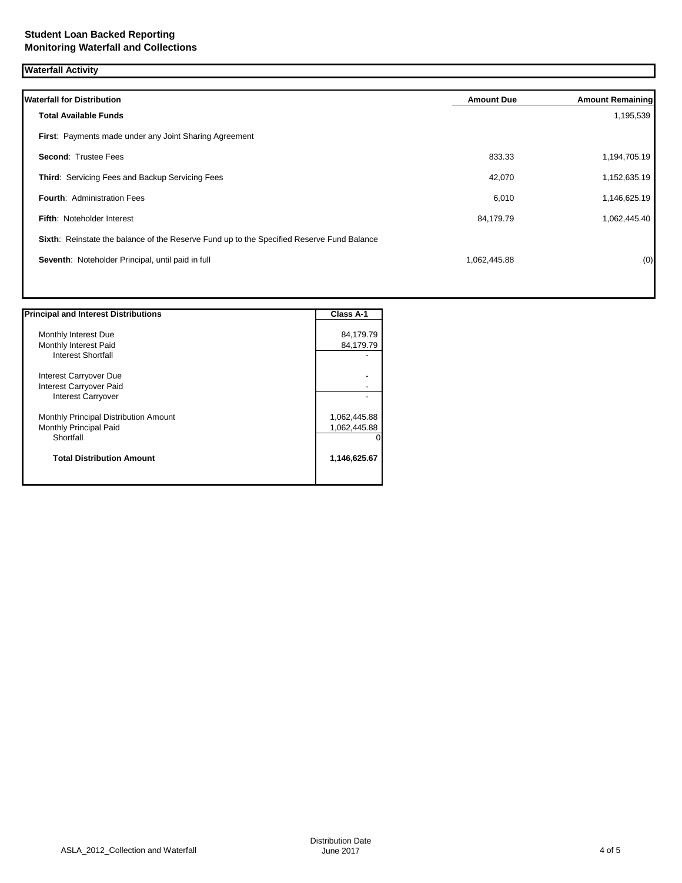**Student Loan Backed Reporting**
**Monitoring Waterfall and Collections**

## Waterfall Activity

| Waterfall for Distribution | Amount Due | Amount Remaining |
|---|---|---|
| **Total Available Funds** | | 1,195,539 |
| **First**: Payments made under any Joint Sharing Agreement | | |
| **Second**: Trustee Fees | 833.33 | 1,194,705.19 |
| **Third**: Servicing Fees and Backup Servicing Fees | 42,070 | 1,152,635.19 |
| **Fourth**: Administration Fees | 6,010 | 1,146,625.19 |
| **Fifth**: Noteholder Interest | 84,179.79 | 1,062,445.40 |
| **Sixth**: Reinstate the balance of the Reserve Fund up to the Specified Reserve Fund Balance | | |
| **Seventh**: Noteholder Principal, until paid in full | 1,062,445.88 | (0) |

| Principal and Interest Distributions | Class A-1 |
|---|---|
| Monthly Interest Due | 84,179.79 |
| Monthly Interest Paid | 84,179.79 |
| Interest Shortfall | - |
| Interest Carryover Due | - |
| Interest Carryover Paid | - |
| Interest Carryover | - |
| Monthly Principal Distribution Amount | 1,062,445.88 |
| Monthly Principal Paid | 1,062,445.88 |
| Shortfall | 0 |
| **Total Distribution Amount** | **1,146,625.67** |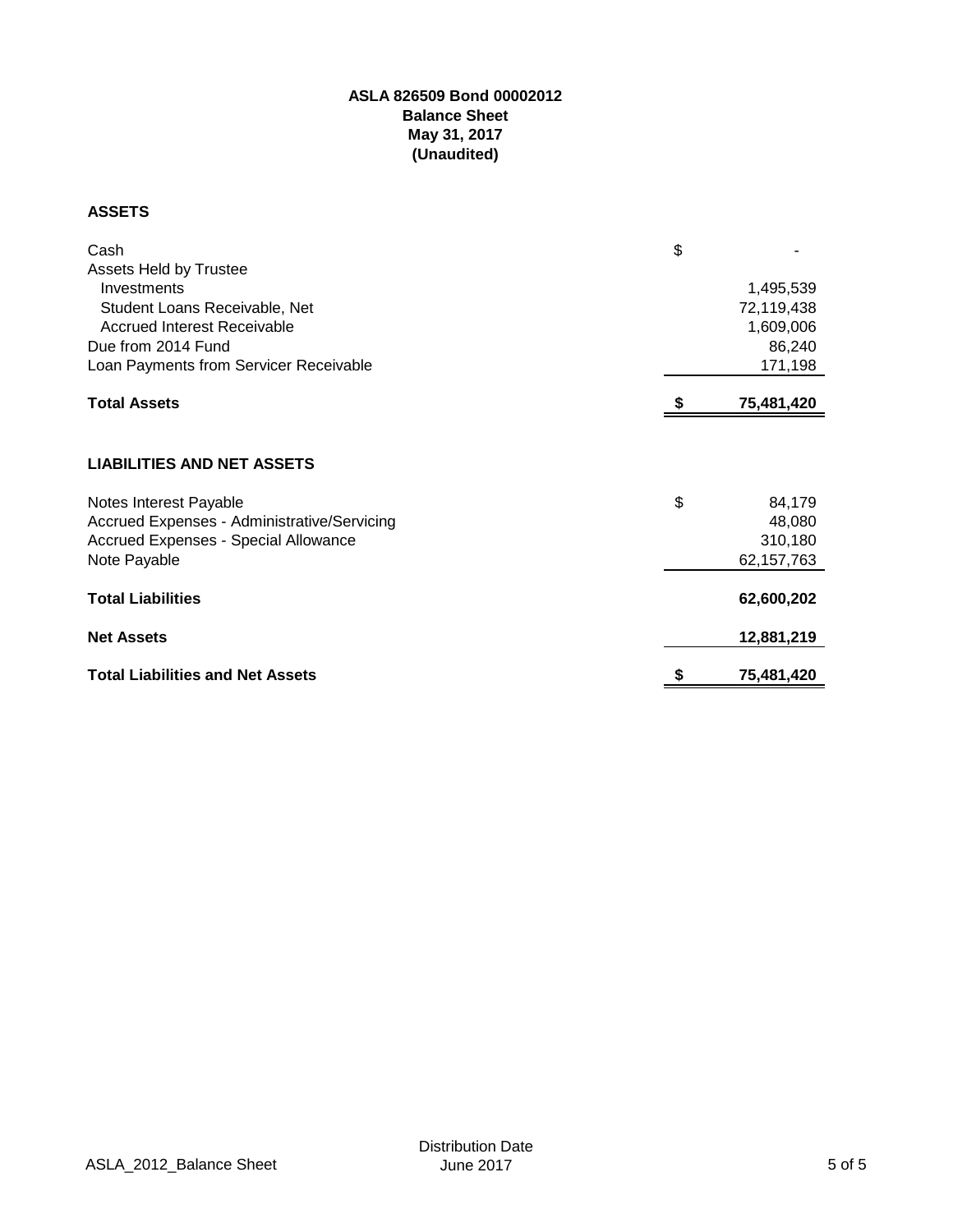**ASLA 826509 Bond 00002012**
**Balance Sheet**
**May 31, 2017**
**(Unaudited)**

**ASSETS**

| | | |
|---|---|---|
| Cash | $ | - |
| Assets Held by Trustee | | |
| Investments | | 1,495,539 |
| Student Loans Receivable, Net | | 72,119,438 |
| Accrued Interest Receivable | | 1,609,006 |
| Due from 2014 Fund | | 86,240 |
| Loan Payments from Servicer Receivable | | 171,198 |
| **Total Assets** | **$** | **75,481,420** |

**LIABILITIES AND NET ASSETS**

| | | |
|---|---|---|
| Notes Interest Payable | $ | 84,179 |
| Accrued Expenses - Administrative/Servicing | | 48,080 |
| Accrued Expenses - Special Allowance | | 310,180 |
| Note Payable | | 62,157,763 |
| **Total Liabilities** | | **62,600,202** |
| **Net Assets** | | **12,881,219** |
| **Total Liabilities and Net Assets** | **$** | **75,481,420** |

ASLA_2012_Balance Sheet

Distribution Date
June 2017